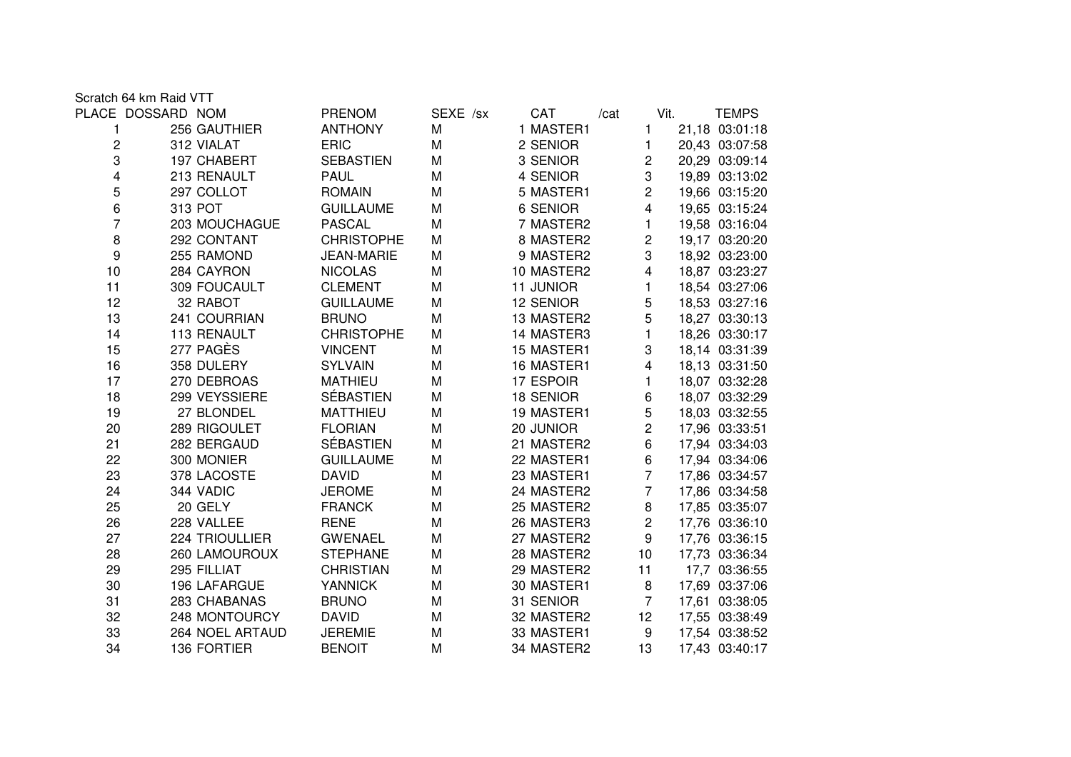Scratch 64 km Raid VTT

| PLACE | DOSSARD | NOM | PRENOM | SEXE | /sx | CAT | /cat | Vit. | TEMPS |
|---|---|---|---|---|---|---|---|---|---|
| 1 | 256 | GAUTHIER | ANTHONY | M | 1 | MASTER1 | 1 | 21,18 | 03:01:18 |
| 2 | 312 | VIALAT | ERIC | M | 2 | SENIOR | 1 | 20,43 | 03:07:58 |
| 3 | 197 | CHABERT | SEBASTIEN | M | 3 | SENIOR | 2 | 20,29 | 03:09:14 |
| 4 | 213 | RENAULT | PAUL | M | 4 | SENIOR | 3 | 19,89 | 03:13:02 |
| 5 | 297 | COLLOT | ROMAIN | M | 5 | MASTER1 | 2 | 19,66 | 03:15:20 |
| 6 | 313 | POT | GUILLAUME | M | 6 | SENIOR | 4 | 19,65 | 03:15:24 |
| 7 | 203 | MOUCHAGUE | PASCAL | M | 7 | MASTER2 | 1 | 19,58 | 03:16:04 |
| 8 | 292 | CONTANT | CHRISTOPHE | M | 8 | MASTER2 | 2 | 19,17 | 03:20:20 |
| 9 | 255 | RAMOND | JEAN-MARIE | M | 9 | MASTER2 | 3 | 18,92 | 03:23:00 |
| 10 | 284 | CAYRON | NICOLAS | M | 10 | MASTER2 | 4 | 18,87 | 03:23:27 |
| 11 | 309 | FOUCAULT | CLEMENT | M | 11 | JUNIOR | 1 | 18,54 | 03:27:06 |
| 12 | 32 | RABOT | GUILLAUME | M | 12 | SENIOR | 5 | 18,53 | 03:27:16 |
| 13 | 241 | COURRIAN | BRUNO | M | 13 | MASTER2 | 5 | 18,27 | 03:30:13 |
| 14 | 113 | RENAULT | CHRISTOPHE | M | 14 | MASTER3 | 1 | 18,26 | 03:30:17 |
| 15 | 277 | PAGÈS | VINCENT | M | 15 | MASTER1 | 3 | 18,14 | 03:31:39 |
| 16 | 358 | DULERY | SYLVAIN | M | 16 | MASTER1 | 4 | 18,13 | 03:31:50 |
| 17 | 270 | DEBROAS | MATHIEU | M | 17 | ESPOIR | 1 | 18,07 | 03:32:28 |
| 18 | 299 | VEYSSIERE | SÉBASTIEN | M | 18 | SENIOR | 6 | 18,07 | 03:32:29 |
| 19 | 27 | BLONDEL | MATTHIEU | M | 19 | MASTER1 | 5 | 18,03 | 03:32:55 |
| 20 | 289 | RIGOULET | FLORIAN | M | 20 | JUNIOR | 2 | 17,96 | 03:33:51 |
| 21 | 282 | BERGAUD | SÉBASTIEN | M | 21 | MASTER2 | 6 | 17,94 | 03:34:03 |
| 22 | 300 | MONIER | GUILLAUME | M | 22 | MASTER1 | 6 | 17,94 | 03:34:06 |
| 23 | 378 | LACOSTE | DAVID | M | 23 | MASTER1 | 7 | 17,86 | 03:34:57 |
| 24 | 344 | VADIC | JEROME | M | 24 | MASTER2 | 7 | 17,86 | 03:34:58 |
| 25 | 20 | GELY | FRANCK | M | 25 | MASTER2 | 8 | 17,85 | 03:35:07 |
| 26 | 228 | VALLEE | RENE | M | 26 | MASTER3 | 2 | 17,76 | 03:36:10 |
| 27 | 224 | TRIOULLIER | GWENAEL | M | 27 | MASTER2 | 9 | 17,76 | 03:36:15 |
| 28 | 260 | LAMOUROUX | STEPHANE | M | 28 | MASTER2 | 10 | 17,73 | 03:36:34 |
| 29 | 295 | FILLIAT | CHRISTIAN | M | 29 | MASTER2 | 11 | 17,7 | 03:36:55 |
| 30 | 196 | LAFARGUE | YANNICK | M | 30 | MASTER1 | 8 | 17,69 | 03:37:06 |
| 31 | 283 | CHABANAS | BRUNO | M | 31 | SENIOR | 7 | 17,61 | 03:38:05 |
| 32 | 248 | MONTOURCY | DAVID | M | 32 | MASTER2 | 12 | 17,55 | 03:38:49 |
| 33 | 264 | NOEL ARTAUD | JEREMIE | M | 33 | MASTER1 | 9 | 17,54 | 03:38:52 |
| 34 | 136 | FORTIER | BENOIT | M | 34 | MASTER2 | 13 | 17,43 | 03:40:17 |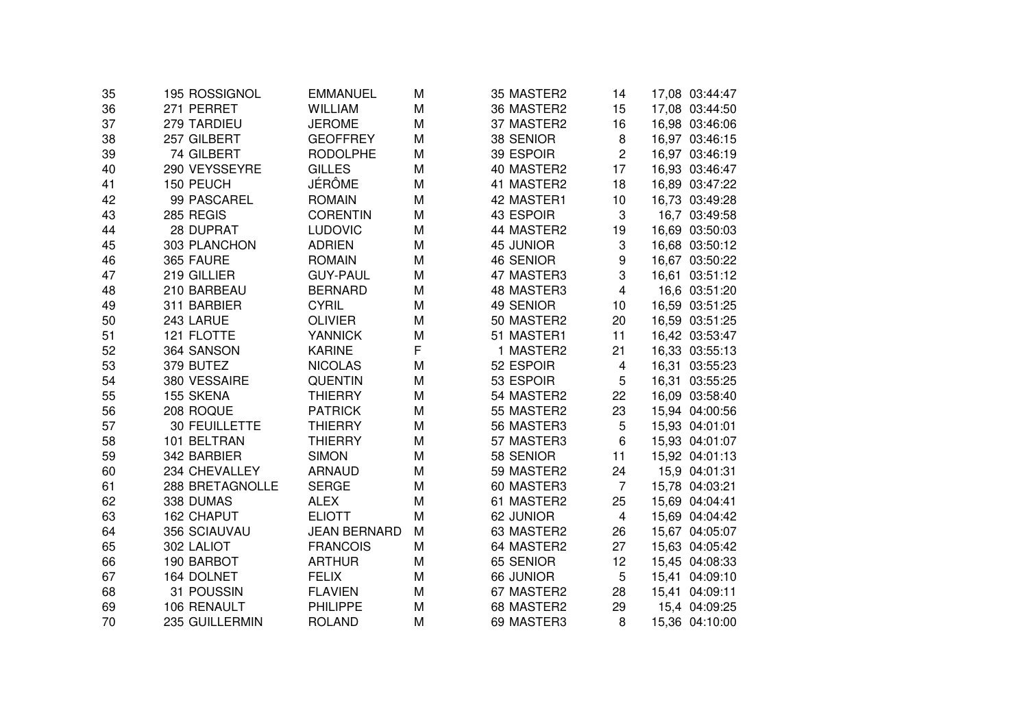| | | | | | | | | |
|---|---|---|---|---|---|---|---|---|
| 35 | 195 | ROSSIGNOL | EMMANUEL | M | 35 MASTER2 | 14 | 17,08 | 03:44:47 |
| 36 | 271 | PERRET | WILLIAM | M | 36 MASTER2 | 15 | 17,08 | 03:44:50 |
| 37 | 279 | TARDIEU | JEROME | M | 37 MASTER2 | 16 | 16,98 | 03:46:06 |
| 38 | 257 | GILBERT | GEOFFREY | M | 38 SENIOR | 8 | 16,97 | 03:46:15 |
| 39 | 74 | GILBERT | RODOLPHE | M | 39 ESPOIR | 2 | 16,97 | 03:46:19 |
| 40 | 290 | VEYSSEYRE | GILLES | M | 40 MASTER2 | 17 | 16,93 | 03:46:47 |
| 41 | 150 | PEUCH | JÉRÔME | M | 41 MASTER2 | 18 | 16,89 | 03:47:22 |
| 42 | 99 | PASCAREL | ROMAIN | M | 42 MASTER1 | 10 | 16,73 | 03:49:28 |
| 43 | 285 | REGIS | CORENTIN | M | 43 ESPOIR | 3 | 16,7 | 03:49:58 |
| 44 | 28 | DUPRAT | LUDOVIC | M | 44 MASTER2 | 19 | 16,69 | 03:50:03 |
| 45 | 303 | PLANCHON | ADRIEN | M | 45 JUNIOR | 3 | 16,68 | 03:50:12 |
| 46 | 365 | FAURE | ROMAIN | M | 46 SENIOR | 9 | 16,67 | 03:50:22 |
| 47 | 219 | GILLIER | GUY-PAUL | M | 47 MASTER3 | 3 | 16,61 | 03:51:12 |
| 48 | 210 | BARBEAU | BERNARD | M | 48 MASTER3 | 4 | 16,6 | 03:51:20 |
| 49 | 311 | BARBIER | CYRIL | M | 49 SENIOR | 10 | 16,59 | 03:51:25 |
| 50 | 243 | LARUE | OLIVIER | M | 50 MASTER2 | 20 | 16,59 | 03:51:25 |
| 51 | 121 | FLOTTE | YANNICK | M | 51 MASTER1 | 11 | 16,42 | 03:53:47 |
| 52 | 364 | SANSON | KARINE | F | 1 MASTER2 | 21 | 16,33 | 03:55:13 |
| 53 | 379 | BUTEZ | NICOLAS | M | 52 ESPOIR | 4 | 16,31 | 03:55:23 |
| 54 | 380 | VESSAIRE | QUENTIN | M | 53 ESPOIR | 5 | 16,31 | 03:55:25 |
| 55 | 155 | SKENA | THIERRY | M | 54 MASTER2 | 22 | 16,09 | 03:58:40 |
| 56 | 208 | ROQUE | PATRICK | M | 55 MASTER2 | 23 | 15,94 | 04:00:56 |
| 57 | 30 | FEUILLETTE | THIERRY | M | 56 MASTER3 | 5 | 15,93 | 04:01:01 |
| 58 | 101 | BELTRAN | THIERRY | M | 57 MASTER3 | 6 | 15,93 | 04:01:07 |
| 59 | 342 | BARBIER | SIMON | M | 58 SENIOR | 11 | 15,92 | 04:01:13 |
| 60 | 234 | CHEVALLEY | ARNAUD | M | 59 MASTER2 | 24 | 15,9 | 04:01:31 |
| 61 | 288 | BRETAGNOLLE | SERGE | M | 60 MASTER3 | 7 | 15,78 | 04:03:21 |
| 62 | 338 | DUMAS | ALEX | M | 61 MASTER2 | 25 | 15,69 | 04:04:41 |
| 63 | 162 | CHAPUT | ELIOTT | M | 62 JUNIOR | 4 | 15,69 | 04:04:42 |
| 64 | 356 | SCIAUVAU | JEAN BERNARD | M | 63 MASTER2 | 26 | 15,67 | 04:05:07 |
| 65 | 302 | LALIOT | FRANCOIS | M | 64 MASTER2 | 27 | 15,63 | 04:05:42 |
| 66 | 190 | BARBOT | ARTHUR | M | 65 SENIOR | 12 | 15,45 | 04:08:33 |
| 67 | 164 | DOLNET | FELIX | M | 66 JUNIOR | 5 | 15,41 | 04:09:10 |
| 68 | 31 | POUSSIN | FLAVIEN | M | 67 MASTER2 | 28 | 15,41 | 04:09:11 |
| 69 | 106 | RENAULT | PHILIPPE | M | 68 MASTER2 | 29 | 15,4 | 04:09:25 |
| 70 | 235 | GUILLERMIN | ROLAND | M | 69 MASTER3 | 8 | 15,36 | 04:10:00 |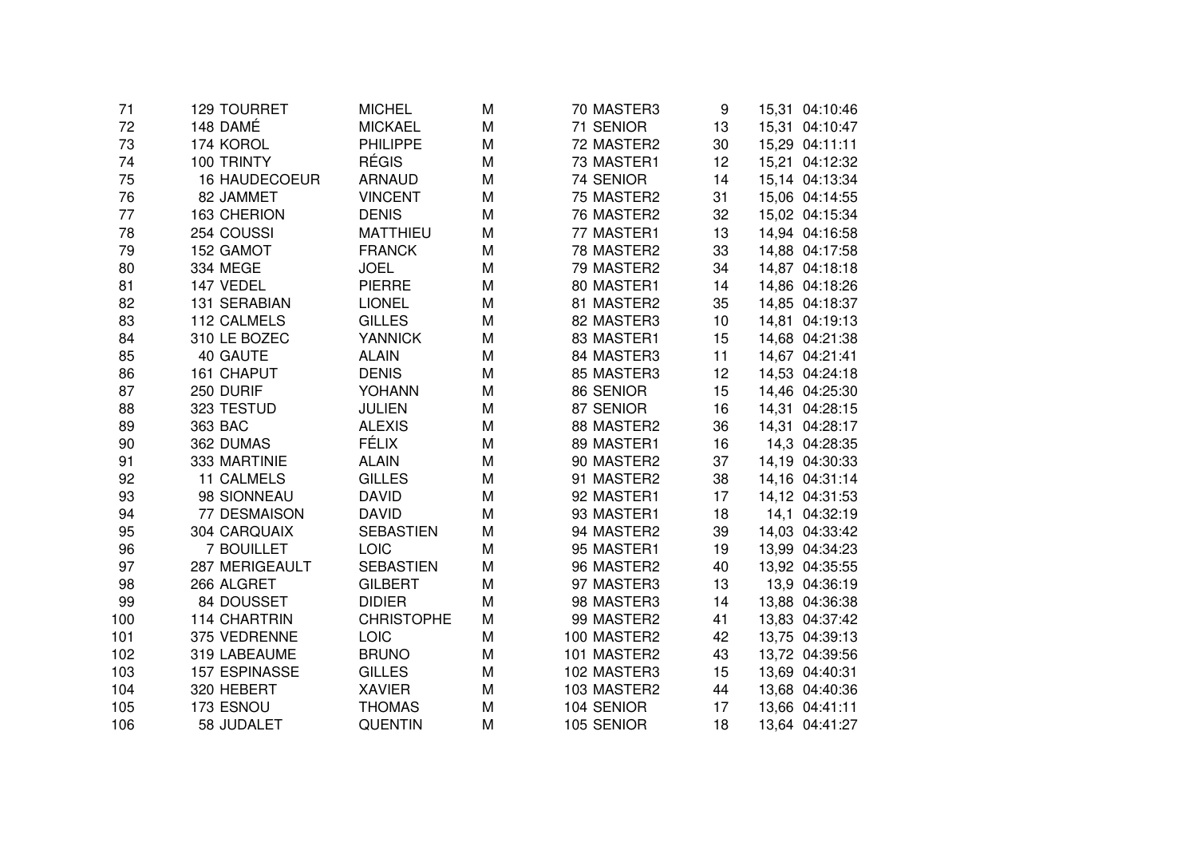| | | | | | | | | |
|---|---|---|---|---|---|---|---|---|
| 71 | 129 | TOURRET | MICHEL | M | 70 | MASTER3 | 9 | 15,31 | 04:10:46 |
| 72 | 148 | DAMÉ | MICKAEL | M | 71 | SENIOR | 13 | 15,31 | 04:10:47 |
| 73 | 174 | KOROL | PHILIPPE | M | 72 | MASTER2 | 30 | 15,29 | 04:11:11 |
| 74 | 100 | TRINTY | RÉGIS | M | 73 | MASTER1 | 12 | 15,21 | 04:12:32 |
| 75 | 16 | HAUDECOEUR | ARNAUD | M | 74 | SENIOR | 14 | 15,14 | 04:13:34 |
| 76 | 82 | JAMMET | VINCENT | M | 75 | MASTER2 | 31 | 15,06 | 04:14:55 |
| 77 | 163 | CHERION | DENIS | M | 76 | MASTER2 | 32 | 15,02 | 04:15:34 |
| 78 | 254 | COUSSI | MATTHIEU | M | 77 | MASTER1 | 13 | 14,94 | 04:16:58 |
| 79 | 152 | GAMOT | FRANCK | M | 78 | MASTER2 | 33 | 14,88 | 04:17:58 |
| 80 | 334 | MEGE | JOEL | M | 79 | MASTER2 | 34 | 14,87 | 04:18:18 |
| 81 | 147 | VEDEL | PIERRE | M | 80 | MASTER1 | 14 | 14,86 | 04:18:26 |
| 82 | 131 | SERABIAN | LIONEL | M | 81 | MASTER2 | 35 | 14,85 | 04:18:37 |
| 83 | 112 | CALMELS | GILLES | M | 82 | MASTER3 | 10 | 14,81 | 04:19:13 |
| 84 | 310 | LE BOZEC | YANNICK | M | 83 | MASTER1 | 15 | 14,68 | 04:21:38 |
| 85 | 40 | GAUTE | ALAIN | M | 84 | MASTER3 | 11 | 14,67 | 04:21:41 |
| 86 | 161 | CHAPUT | DENIS | M | 85 | MASTER3 | 12 | 14,53 | 04:24:18 |
| 87 | 250 | DURIF | YOHANN | M | 86 | SENIOR | 15 | 14,46 | 04:25:30 |
| 88 | 323 | TESTUD | JULIEN | M | 87 | SENIOR | 16 | 14,31 | 04:28:15 |
| 89 | 363 | BAC | ALEXIS | M | 88 | MASTER2 | 36 | 14,31 | 04:28:17 |
| 90 | 362 | DUMAS | FÉLIX | M | 89 | MASTER1 | 16 | 14,3 | 04:28:35 |
| 91 | 333 | MARTINIE | ALAIN | M | 90 | MASTER2 | 37 | 14,19 | 04:30:33 |
| 92 | 11 | CALMELS | GILLES | M | 91 | MASTER2 | 38 | 14,16 | 04:31:14 |
| 93 | 98 | SIONNEAU | DAVID | M | 92 | MASTER1 | 17 | 14,12 | 04:31:53 |
| 94 | 77 | DESMAISON | DAVID | M | 93 | MASTER1 | 18 | 14,1 | 04:32:19 |
| 95 | 304 | CARQUAIX | SEBASTIEN | M | 94 | MASTER2 | 39 | 14,03 | 04:33:42 |
| 96 | 7 | BOUILLET | LOIC | M | 95 | MASTER1 | 19 | 13,99 | 04:34:23 |
| 97 | 287 | MERIGEAULT | SEBASTIEN | M | 96 | MASTER2 | 40 | 13,92 | 04:35:55 |
| 98 | 266 | ALGRET | GILBERT | M | 97 | MASTER3 | 13 | 13,9 | 04:36:19 |
| 99 | 84 | DOUSSET | DIDIER | M | 98 | MASTER3 | 14 | 13,88 | 04:36:38 |
| 100 | 114 | CHARTRIN | CHRISTOPHE | M | 99 | MASTER2 | 41 | 13,83 | 04:37:42 |
| 101 | 375 | VEDRENNE | LOIC | M | 100 | MASTER2 | 42 | 13,75 | 04:39:13 |
| 102 | 319 | LABEAUME | BRUNO | M | 101 | MASTER2 | 43 | 13,72 | 04:39:56 |
| 103 | 157 | ESPINASSE | GILLES | M | 102 | MASTER3 | 15 | 13,69 | 04:40:31 |
| 104 | 320 | HEBERT | XAVIER | M | 103 | MASTER2 | 44 | 13,68 | 04:40:36 |
| 105 | 173 | ESNOU | THOMAS | M | 104 | SENIOR | 17 | 13,66 | 04:41:11 |
| 106 | 58 | JUDALET | QUENTIN | M | 105 | SENIOR | 18 | 13,64 | 04:41:27 |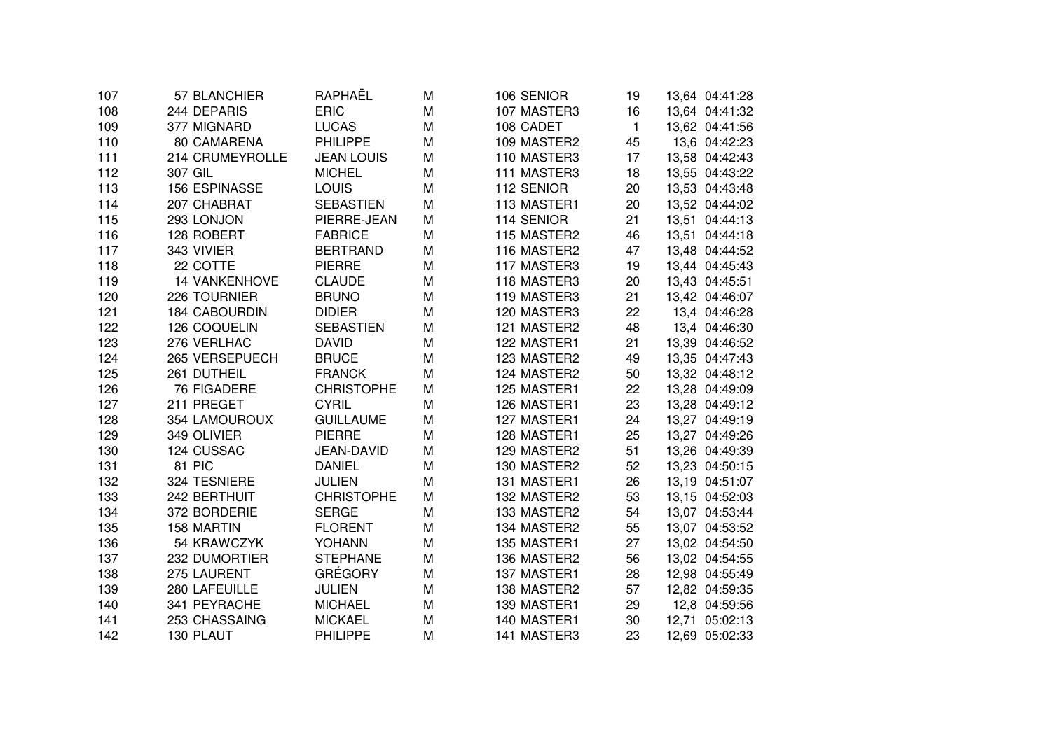| | | | | | | | | |
|---|---|---|---|---|---|---|---|---|
| 107 | 57 | BLANCHIER | RAPHAËL | M | 106 SENIOR | 19 | 13,64 | 04:41:28 |
| 108 | 244 | DEPARIS | ERIC | M | 107 MASTER3 | 16 | 13,64 | 04:41:32 |
| 109 | 377 | MIGNARD | LUCAS | M | 108 CADET | 1 | 13,62 | 04:41:56 |
| 110 | 80 | CAMARENA | PHILIPPE | M | 109 MASTER2 | 45 | 13,6 | 04:42:23 |
| 111 | 214 | CRUMEYROLLE | JEAN LOUIS | M | 110 MASTER3 | 17 | 13,58 | 04:42:43 |
| 112 | 307 | GIL | MICHEL | M | 111 MASTER3 | 18 | 13,55 | 04:43:22 |
| 113 | 156 | ESPINASSE | LOUIS | M | 112 SENIOR | 20 | 13,53 | 04:43:48 |
| 114 | 207 | CHABRAT | SEBASTIEN | M | 113 MASTER1 | 20 | 13,52 | 04:44:02 |
| 115 | 293 | LONJON | PIERRE-JEAN | M | 114 SENIOR | 21 | 13,51 | 04:44:13 |
| 116 | 128 | ROBERT | FABRICE | M | 115 MASTER2 | 46 | 13,51 | 04:44:18 |
| 117 | 343 | VIVIER | BERTRAND | M | 116 MASTER2 | 47 | 13,48 | 04:44:52 |
| 118 | 22 | COTTE | PIERRE | M | 117 MASTER3 | 19 | 13,44 | 04:45:43 |
| 119 | 14 | VANKENHOVE | CLAUDE | M | 118 MASTER3 | 20 | 13,43 | 04:45:51 |
| 120 | 226 | TOURNIER | BRUNO | M | 119 MASTER3 | 21 | 13,42 | 04:46:07 |
| 121 | 184 | CABOURDIN | DIDIER | M | 120 MASTER3 | 22 | 13,4 | 04:46:28 |
| 122 | 126 | COQUELIN | SEBASTIEN | M | 121 MASTER2 | 48 | 13,4 | 04:46:30 |
| 123 | 276 | VERLHAC | DAVID | M | 122 MASTER1 | 21 | 13,39 | 04:46:52 |
| 124 | 265 | VERSEPUECH | BRUCE | M | 123 MASTER2 | 49 | 13,35 | 04:47:43 |
| 125 | 261 | DUTHEIL | FRANCK | M | 124 MASTER2 | 50 | 13,32 | 04:48:12 |
| 126 | 76 | FIGADERE | CHRISTOPHE | M | 125 MASTER1 | 22 | 13,28 | 04:49:09 |
| 127 | 211 | PREGET | CYRIL | M | 126 MASTER1 | 23 | 13,28 | 04:49:12 |
| 128 | 354 | LAMOUROUX | GUILLAUME | M | 127 MASTER1 | 24 | 13,27 | 04:49:19 |
| 129 | 349 | OLIVIER | PIERRE | M | 128 MASTER1 | 25 | 13,27 | 04:49:26 |
| 130 | 124 | CUSSAC | JEAN-DAVID | M | 129 MASTER2 | 51 | 13,26 | 04:49:39 |
| 131 | 81 | PIC | DANIEL | M | 130 MASTER2 | 52 | 13,23 | 04:50:15 |
| 132 | 324 | TESNIERE | JULIEN | M | 131 MASTER1 | 26 | 13,19 | 04:51:07 |
| 133 | 242 | BERTHUIT | CHRISTOPHE | M | 132 MASTER2 | 53 | 13,15 | 04:52:03 |
| 134 | 372 | BORDERIE | SERGE | M | 133 MASTER2 | 54 | 13,07 | 04:53:44 |
| 135 | 158 | MARTIN | FLORENT | M | 134 MASTER2 | 55 | 13,07 | 04:53:52 |
| 136 | 54 | KRAWCZYK | YOHANN | M | 135 MASTER1 | 27 | 13,02 | 04:54:50 |
| 137 | 232 | DUMORTIER | STEPHANE | M | 136 MASTER2 | 56 | 13,02 | 04:54:55 |
| 138 | 275 | LAURENT | GRÉGORY | M | 137 MASTER1 | 28 | 12,98 | 04:55:49 |
| 139 | 280 | LAFEUILLE | JULIEN | M | 138 MASTER2 | 57 | 12,82 | 04:59:35 |
| 140 | 341 | PEYRACHE | MICHAEL | M | 139 MASTER1 | 29 | 12,8 | 04:59:56 |
| 141 | 253 | CHASSAING | MICKAEL | M | 140 MASTER1 | 30 | 12,71 | 05:02:13 |
| 142 | 130 | PLAUT | PHILIPPE | M | 141 MASTER3 | 23 | 12,69 | 05:02:33 |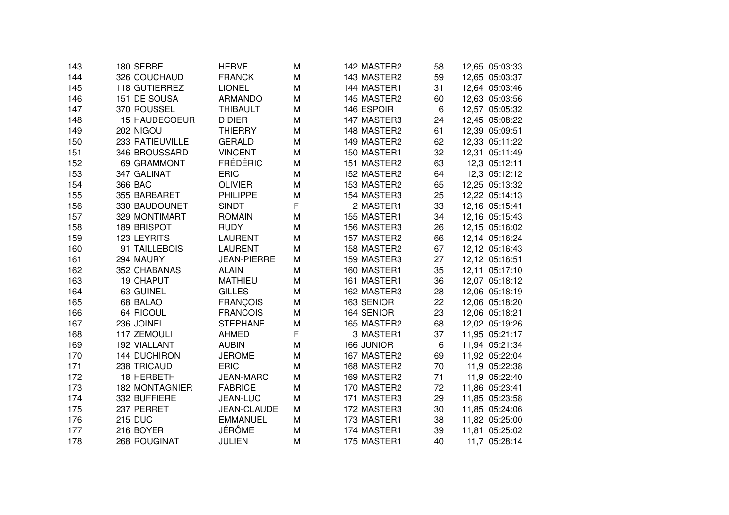| | | | | | | | | |
|---|---|---|---|---|---|---|---|---|
| 143 | 180 | SERRE | HERVE | M | 142 | MASTER2 | 58 | 12,65 | 05:03:33 |
| 144 | 326 | COUCHAUD | FRANCK | M | 143 | MASTER2 | 59 | 12,65 | 05:03:37 |
| 145 | 118 | GUTIERREZ | LIONEL | M | 144 | MASTER1 | 31 | 12,64 | 05:03:46 |
| 146 | 151 | DE SOUSA | ARMANDO | M | 145 | MASTER2 | 60 | 12,63 | 05:03:56 |
| 147 | 370 | ROUSSEL | THIBAULT | M | 146 | ESPOIR | 6 | 12,57 | 05:05:32 |
| 148 | 15 | HAUDECOEUR | DIDIER | M | 147 | MASTER3 | 24 | 12,45 | 05:08:22 |
| 149 | 202 | NIGOU | THIERRY | M | 148 | MASTER2 | 61 | 12,39 | 05:09:51 |
| 150 | 233 | RATIEUVILLE | GERALD | M | 149 | MASTER2 | 62 | 12,33 | 05:11:22 |
| 151 | 346 | BROUSSARD | VINCENT | M | 150 | MASTER1 | 32 | 12,31 | 05:11:49 |
| 152 | 69 | GRAMMONT | FRÉDÉRIC | M | 151 | MASTER2 | 63 | 12,3 | 05:12:11 |
| 153 | 347 | GALINAT | ERIC | M | 152 | MASTER2 | 64 | 12,3 | 05:12:12 |
| 154 | 366 | BAC | OLIVIER | M | 153 | MASTER2 | 65 | 12,25 | 05:13:32 |
| 155 | 355 | BARBARET | PHILIPPE | M | 154 | MASTER3 | 25 | 12,22 | 05:14:13 |
| 156 | 330 | BAUDOUNET | SINDT | F | 2 | MASTER1 | 33 | 12,16 | 05:15:41 |
| 157 | 329 | MONTIMART | ROMAIN | M | 155 | MASTER1 | 34 | 12,16 | 05:15:43 |
| 158 | 189 | BRISPOT | RUDY | M | 156 | MASTER3 | 26 | 12,15 | 05:16:02 |
| 159 | 123 | LEYRITS | LAURENT | M | 157 | MASTER2 | 66 | 12,14 | 05:16:24 |
| 160 | 91 | TAILLEBOIS | LAURENT | M | 158 | MASTER2 | 67 | 12,12 | 05:16:43 |
| 161 | 294 | MAURY | JEAN-PIERRE | M | 159 | MASTER3 | 27 | 12,12 | 05:16:51 |
| 162 | 352 | CHABANAS | ALAIN | M | 160 | MASTER1 | 35 | 12,11 | 05:17:10 |
| 163 | 19 | CHAPUT | MATHIEU | M | 161 | MASTER1 | 36 | 12,07 | 05:18:12 |
| 164 | 63 | GUINEL | GILLES | M | 162 | MASTER3 | 28 | 12,06 | 05:18:19 |
| 165 | 68 | BALAO | FRANÇOIS | M | 163 | SENIOR | 22 | 12,06 | 05:18:20 |
| 166 | 64 | RICOUL | FRANCOIS | M | 164 | SENIOR | 23 | 12,06 | 05:18:21 |
| 167 | 236 | JOINEL | STEPHANE | M | 165 | MASTER2 | 68 | 12,02 | 05:19:26 |
| 168 | 117 | ZEMOULI | AHMED | F | 3 | MASTER1 | 37 | 11,95 | 05:21:17 |
| 169 | 192 | VIALLANT | AUBIN | M | 166 | JUNIOR | 6 | 11,94 | 05:21:34 |
| 170 | 144 | DUCHIRON | JEROME | M | 167 | MASTER2 | 69 | 11,92 | 05:22:04 |
| 171 | 238 | TRICAUD | ERIC | M | 168 | MASTER2 | 70 | 11,9 | 05:22:38 |
| 172 | 18 | HERBETH | JEAN-MARC | M | 169 | MASTER2 | 71 | 11,9 | 05:22:40 |
| 173 | 182 | MONTAGNIER | FABRICE | M | 170 | MASTER2 | 72 | 11,86 | 05:23:41 |
| 174 | 332 | BUFFIERE | JEAN-LUC | M | 171 | MASTER3 | 29 | 11,85 | 05:23:58 |
| 175 | 237 | PERRET | JEAN-CLAUDE | M | 172 | MASTER3 | 30 | 11,85 | 05:24:06 |
| 176 | 215 | DUC | EMMANUEL | M | 173 | MASTER1 | 38 | 11,82 | 05:25:00 |
| 177 | 216 | BOYER | JÉRÔME | M | 174 | MASTER1 | 39 | 11,81 | 05:25:02 |
| 178 | 268 | ROUGINAT | JULIEN | M | 175 | MASTER1 | 40 | 11,7 | 05:28:14 |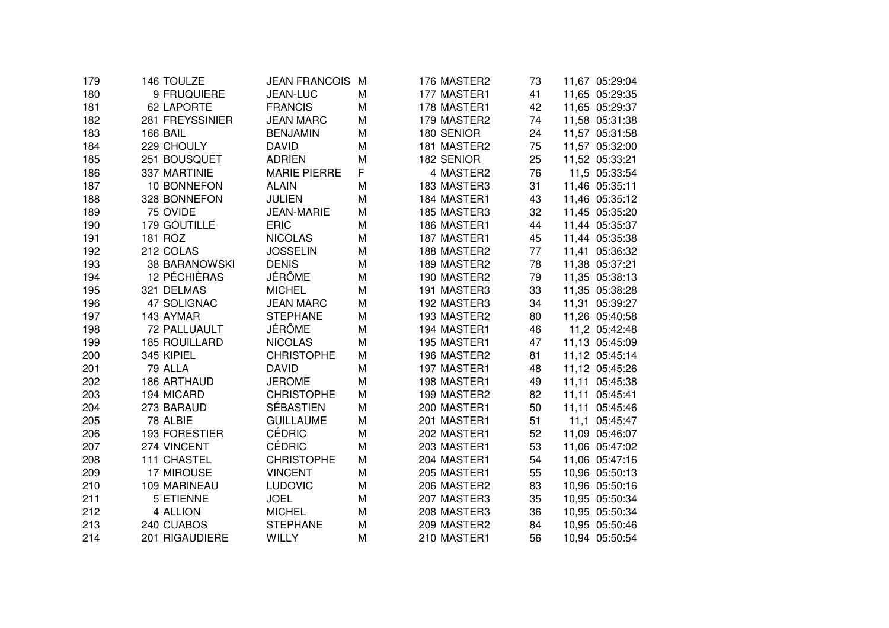| | | | | | | | | |
|---|---|---|---|---|---|---|---|---|
| 179 | 146 | TOULZE | JEAN FRANCOIS | M | 176 | MASTER2 | 73 | 11,67 | 05:29:04 |
| 180 | 9 | FRUQUIERE | JEAN-LUC | M | 177 | MASTER1 | 41 | 11,65 | 05:29:35 |
| 181 | 62 | LAPORTE | FRANCIS | M | 178 | MASTER1 | 42 | 11,65 | 05:29:37 |
| 182 | 281 | FREYSSINIER | JEAN MARC | M | 179 | MASTER2 | 74 | 11,58 | 05:31:38 |
| 183 | 166 | BAIL | BENJAMIN | M | 180 | SENIOR | 24 | 11,57 | 05:31:58 |
| 184 | 229 | CHOULY | DAVID | M | 181 | MASTER2 | 75 | 11,57 | 05:32:00 |
| 185 | 251 | BOUSQUET | ADRIEN | M | 182 | SENIOR | 25 | 11,52 | 05:33:21 |
| 186 | 337 | MARTINIE | MARIE PIERRE | F | 4 | MASTER2 | 76 | 11,5 | 05:33:54 |
| 187 | 10 | BONNEFON | ALAIN | M | 183 | MASTER3 | 31 | 11,46 | 05:35:11 |
| 188 | 328 | BONNEFON | JULIEN | M | 184 | MASTER1 | 43 | 11,46 | 05:35:12 |
| 189 | 75 | OVIDE | JEAN-MARIE | M | 185 | MASTER3 | 32 | 11,45 | 05:35:20 |
| 190 | 179 | GOUTILLE | ERIC | M | 186 | MASTER1 | 44 | 11,44 | 05:35:37 |
| 191 | 181 | ROZ | NICOLAS | M | 187 | MASTER1 | 45 | 11,44 | 05:35:38 |
| 192 | 212 | COLAS | JOSSELIN | M | 188 | MASTER2 | 77 | 11,41 | 05:36:32 |
| 193 | 38 | BARANOWSKI | DENIS | M | 189 | MASTER2 | 78 | 11,38 | 05:37:21 |
| 194 | 12 | PÉCHIÈRAS | JÉRÔME | M | 190 | MASTER2 | 79 | 11,35 | 05:38:13 |
| 195 | 321 | DELMAS | MICHEL | M | 191 | MASTER3 | 33 | 11,35 | 05:38:28 |
| 196 | 47 | SOLIGNAC | JEAN MARC | M | 192 | MASTER3 | 34 | 11,31 | 05:39:27 |
| 197 | 143 | AYMAR | STEPHANE | M | 193 | MASTER2 | 80 | 11,26 | 05:40:58 |
| 198 | 72 | PALLUAULT | JÉRÔME | M | 194 | MASTER1 | 46 | 11,2 | 05:42:48 |
| 199 | 185 | ROUILLARD | NICOLAS | M | 195 | MASTER1 | 47 | 11,13 | 05:45:09 |
| 200 | 345 | KIPIEL | CHRISTOPHE | M | 196 | MASTER2 | 81 | 11,12 | 05:45:14 |
| 201 | 79 | ALLA | DAVID | M | 197 | MASTER1 | 48 | 11,12 | 05:45:26 |
| 202 | 186 | ARTHAUD | JEROME | M | 198 | MASTER1 | 49 | 11,11 | 05:45:38 |
| 203 | 194 | MICARD | CHRISTOPHE | M | 199 | MASTER2 | 82 | 11,11 | 05:45:41 |
| 204 | 273 | BARAUD | SÉBASTIEN | M | 200 | MASTER1 | 50 | 11,11 | 05:45:46 |
| 205 | 78 | ALBIE | GUILLAUME | M | 201 | MASTER1 | 51 | 11,1 | 05:45:47 |
| 206 | 193 | FORESTIER | CÉDRIC | M | 202 | MASTER1 | 52 | 11,09 | 05:46:07 |
| 207 | 274 | VINCENT | CÉDRIC | M | 203 | MASTER1 | 53 | 11,06 | 05:47:02 |
| 208 | 111 | CHASTEL | CHRISTOPHE | M | 204 | MASTER1 | 54 | 11,06 | 05:47:16 |
| 209 | 17 | MIROUSE | VINCENT | M | 205 | MASTER1 | 55 | 10,96 | 05:50:13 |
| 210 | 109 | MARINEAU | LUDOVIC | M | 206 | MASTER2 | 83 | 10,96 | 05:50:16 |
| 211 | 5 | ETIENNE | JOEL | M | 207 | MASTER3 | 35 | 10,95 | 05:50:34 |
| 212 | 4 | ALLION | MICHEL | M | 208 | MASTER3 | 36 | 10,95 | 05:50:34 |
| 213 | 240 | CUABOS | STEPHANE | M | 209 | MASTER2 | 84 | 10,95 | 05:50:46 |
| 214 | 201 | RIGAUDIERE | WILLY | M | 210 | MASTER1 | 56 | 10,94 | 05:50:54 |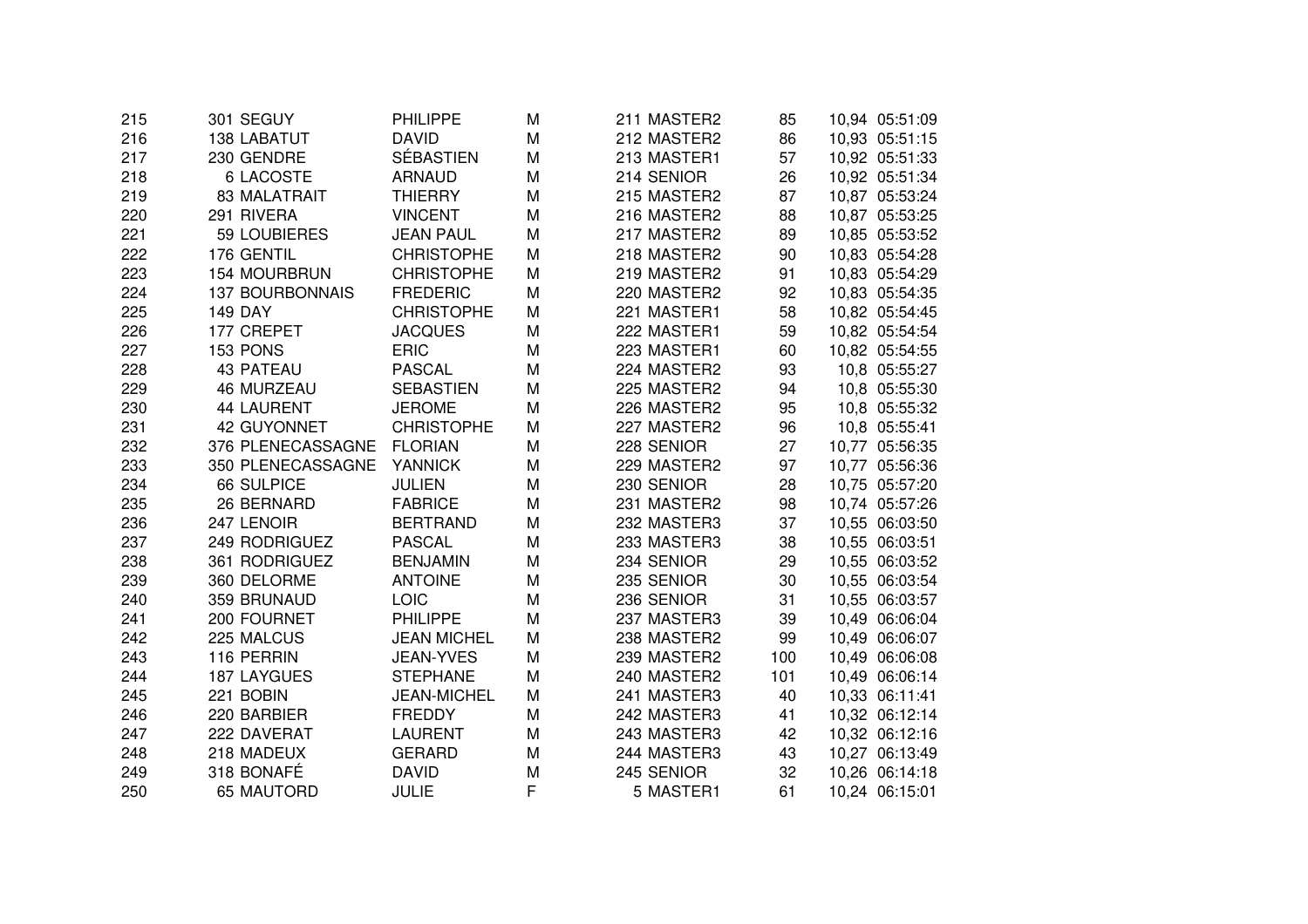| | | | | | | | | |
|---|---|---|---|---|---|---|---|---|
| 215 | 301 | SEGUY | PHILIPPE | M | 211 | MASTER2 | 85 | 10,94 | 05:51:09 |
| 216 | 138 | LABATUT | DAVID | M | 212 | MASTER2 | 86 | 10,93 | 05:51:15 |
| 217 | 230 | GENDRE | SÉBASTIEN | M | 213 | MASTER1 | 57 | 10,92 | 05:51:33 |
| 218 | 6 | LACOSTE | ARNAUD | M | 214 | SENIOR | 26 | 10,92 | 05:51:34 |
| 219 | 83 | MALATRAIT | THIERRY | M | 215 | MASTER2 | 87 | 10,87 | 05:53:24 |
| 220 | 291 | RIVERA | VINCENT | M | 216 | MASTER2 | 88 | 10,87 | 05:53:25 |
| 221 | 59 | LOUBIERES | JEAN PAUL | M | 217 | MASTER2 | 89 | 10,85 | 05:53:52 |
| 222 | 176 | GENTIL | CHRISTOPHE | M | 218 | MASTER2 | 90 | 10,83 | 05:54:28 |
| 223 | 154 | MOURBRUN | CHRISTOPHE | M | 219 | MASTER2 | 91 | 10,83 | 05:54:29 |
| 224 | 137 | BOURBONNAIS | FREDERIC | M | 220 | MASTER2 | 92 | 10,83 | 05:54:35 |
| 225 | 149 | DAY | CHRISTOPHE | M | 221 | MASTER1 | 58 | 10,82 | 05:54:45 |
| 226 | 177 | CREPET | JACQUES | M | 222 | MASTER1 | 59 | 10,82 | 05:54:54 |
| 227 | 153 | PONS | ERIC | M | 223 | MASTER1 | 60 | 10,82 | 05:54:55 |
| 228 | 43 | PATEAU | PASCAL | M | 224 | MASTER2 | 93 | 10,8 | 05:55:27 |
| 229 | 46 | MURZEAU | SEBASTIEN | M | 225 | MASTER2 | 94 | 10,8 | 05:55:30 |
| 230 | 44 | LAURENT | JEROME | M | 226 | MASTER2 | 95 | 10,8 | 05:55:32 |
| 231 | 42 | GUYONNET | CHRISTOPHE | M | 227 | MASTER2 | 96 | 10,8 | 05:55:41 |
| 232 | 376 | PLENECASSAGNE | FLORIAN | M | 228 | SENIOR | 27 | 10,77 | 05:56:35 |
| 233 | 350 | PLENECASSAGNE | YANNICK | M | 229 | MASTER2 | 97 | 10,77 | 05:56:36 |
| 234 | 66 | SULPICE | JULIEN | M | 230 | SENIOR | 28 | 10,75 | 05:57:20 |
| 235 | 26 | BERNARD | FABRICE | M | 231 | MASTER2 | 98 | 10,74 | 05:57:26 |
| 236 | 247 | LENOIR | BERTRAND | M | 232 | MASTER3 | 37 | 10,55 | 06:03:50 |
| 237 | 249 | RODRIGUEZ | PASCAL | M | 233 | MASTER3 | 38 | 10,55 | 06:03:51 |
| 238 | 361 | RODRIGUEZ | BENJAMIN | M | 234 | SENIOR | 29 | 10,55 | 06:03:52 |
| 239 | 360 | DELORME | ANTOINE | M | 235 | SENIOR | 30 | 10,55 | 06:03:54 |
| 240 | 359 | BRUNAUD | LOIC | M | 236 | SENIOR | 31 | 10,55 | 06:03:57 |
| 241 | 200 | FOURNET | PHILIPPE | M | 237 | MASTER3 | 39 | 10,49 | 06:06:04 |
| 242 | 225 | MALCUS | JEAN MICHEL | M | 238 | MASTER2 | 99 | 10,49 | 06:06:07 |
| 243 | 116 | PERRIN | JEAN-YVES | M | 239 | MASTER2 | 100 | 10,49 | 06:06:08 |
| 244 | 187 | LAYGUES | STEPHANE | M | 240 | MASTER2 | 101 | 10,49 | 06:06:14 |
| 245 | 221 | BOBIN | JEAN-MICHEL | M | 241 | MASTER3 | 40 | 10,33 | 06:11:41 |
| 246 | 220 | BARBIER | FREDDY | M | 242 | MASTER3 | 41 | 10,32 | 06:12:14 |
| 247 | 222 | DAVERAT | LAURENT | M | 243 | MASTER3 | 42 | 10,32 | 06:12:16 |
| 248 | 218 | MADEUX | GERARD | M | 244 | MASTER3 | 43 | 10,27 | 06:13:49 |
| 249 | 318 | BONAFÉ | DAVID | M | 245 | SENIOR | 32 | 10,26 | 06:14:18 |
| 250 | 65 | MAUTORD | JULIE | F | 5 | MASTER1 | 61 | 10,24 | 06:15:01 |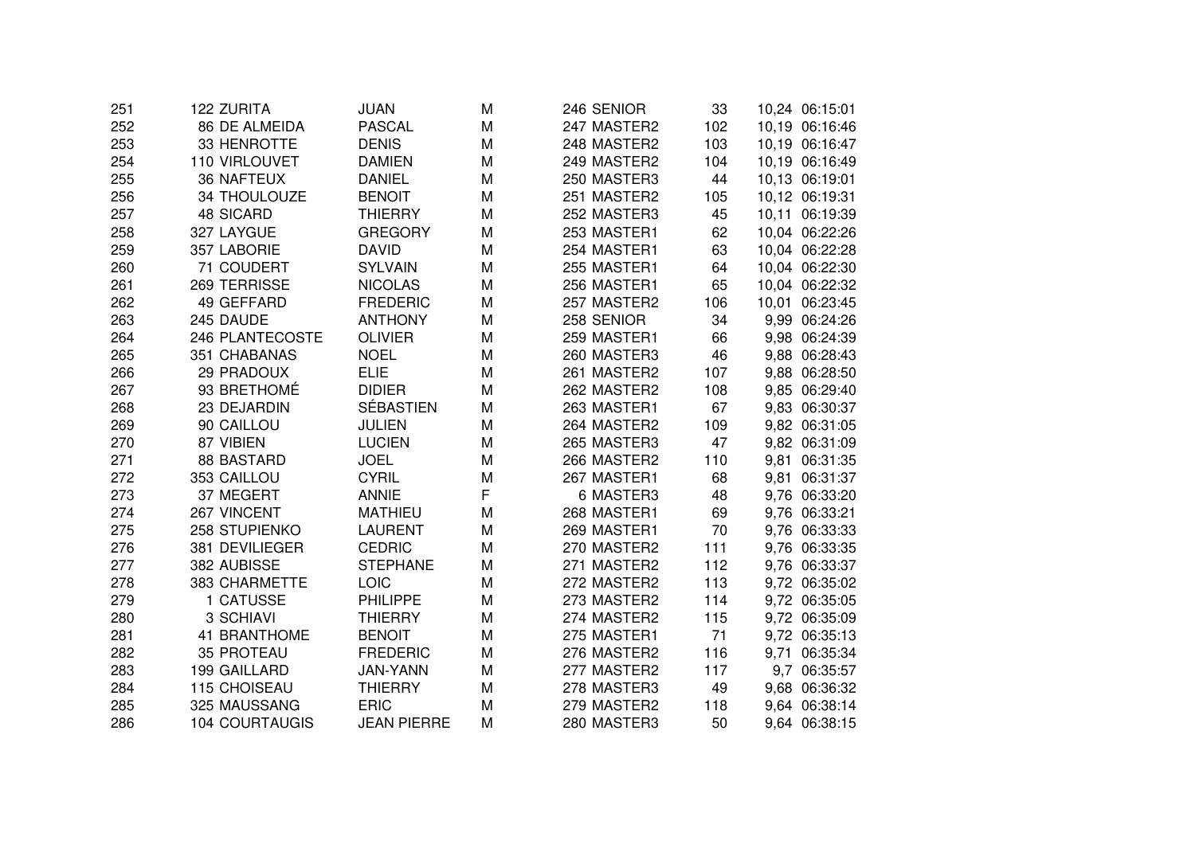| | | | | | | | | |
|---|---|---|---|---|---|---|---|---|
| 251 | 122 | ZURITA | JUAN | M | 246 | SENIOR | 33 | 10,24 | 06:15:01 |
| 252 | 86 | DE ALMEIDA | PASCAL | M | 247 | MASTER2 | 102 | 10,19 | 06:16:46 |
| 253 | 33 | HENROTTE | DENIS | M | 248 | MASTER2 | 103 | 10,19 | 06:16:47 |
| 254 | 110 | VIRLOUVET | DAMIEN | M | 249 | MASTER2 | 104 | 10,19 | 06:16:49 |
| 255 | 36 | NAFTEUX | DANIEL | M | 250 | MASTER3 | 44 | 10,13 | 06:19:01 |
| 256 | 34 | THOULOUZE | BENOIT | M | 251 | MASTER2 | 105 | 10,12 | 06:19:31 |
| 257 | 48 | SICARD | THIERRY | M | 252 | MASTER3 | 45 | 10,11 | 06:19:39 |
| 258 | 327 | LAYGUE | GREGORY | M | 253 | MASTER1 | 62 | 10,04 | 06:22:26 |
| 259 | 357 | LABORIE | DAVID | M | 254 | MASTER1 | 63 | 10,04 | 06:22:28 |
| 260 | 71 | COUDERT | SYLVAIN | M | 255 | MASTER1 | 64 | 10,04 | 06:22:30 |
| 261 | 269 | TERRISSE | NICOLAS | M | 256 | MASTER1 | 65 | 10,04 | 06:22:32 |
| 262 | 49 | GEFFARD | FREDERIC | M | 257 | MASTER2 | 106 | 10,01 | 06:23:45 |
| 263 | 245 | DAUDE | ANTHONY | M | 258 | SENIOR | 34 | 9,99 | 06:24:26 |
| 264 | 246 | PLANTECOSTE | OLIVIER | M | 259 | MASTER1 | 66 | 9,98 | 06:24:39 |
| 265 | 351 | CHABANAS | NOEL | M | 260 | MASTER3 | 46 | 9,88 | 06:28:43 |
| 266 | 29 | PRADOUX | ELIE | M | 261 | MASTER2 | 107 | 9,88 | 06:28:50 |
| 267 | 93 | BRETHOMÉ | DIDIER | M | 262 | MASTER2 | 108 | 9,85 | 06:29:40 |
| 268 | 23 | DEJARDIN | SÉBASTIEN | M | 263 | MASTER1 | 67 | 9,83 | 06:30:37 |
| 269 | 90 | CAILLOU | JULIEN | M | 264 | MASTER2 | 109 | 9,82 | 06:31:05 |
| 270 | 87 | VIBIEN | LUCIEN | M | 265 | MASTER3 | 47 | 9,82 | 06:31:09 |
| 271 | 88 | BASTARD | JOEL | M | 266 | MASTER2 | 110 | 9,81 | 06:31:35 |
| 272 | 353 | CAILLOU | CYRIL | M | 267 | MASTER1 | 68 | 9,81 | 06:31:37 |
| 273 | 37 | MEGERT | ANNIE | F | 6 | MASTER3 | 48 | 9,76 | 06:33:20 |
| 274 | 267 | VINCENT | MATHIEU | M | 268 | MASTER1 | 69 | 9,76 | 06:33:21 |
| 275 | 258 | STUPIENKO | LAURENT | M | 269 | MASTER1 | 70 | 9,76 | 06:33:33 |
| 276 | 381 | DEVILIEGER | CEDRIC | M | 270 | MASTER2 | 111 | 9,76 | 06:33:35 |
| 277 | 382 | AUBISSE | STEPHANE | M | 271 | MASTER2 | 112 | 9,76 | 06:33:37 |
| 278 | 383 | CHARMETTE | LOIC | M | 272 | MASTER2 | 113 | 9,72 | 06:35:02 |
| 279 | 1 | CATUSSE | PHILIPPE | M | 273 | MASTER2 | 114 | 9,72 | 06:35:05 |
| 280 | 3 | SCHIAVI | THIERRY | M | 274 | MASTER2 | 115 | 9,72 | 06:35:09 |
| 281 | 41 | BRANTHOME | BENOIT | M | 275 | MASTER1 | 71 | 9,72 | 06:35:13 |
| 282 | 35 | PROTEAU | FREDERIC | M | 276 | MASTER2 | 116 | 9,71 | 06:35:34 |
| 283 | 199 | GAILLARD | JAN-YANN | M | 277 | MASTER2 | 117 | 9,7 | 06:35:57 |
| 284 | 115 | CHOISEAU | THIERRY | M | 278 | MASTER3 | 49 | 9,68 | 06:36:32 |
| 285 | 325 | MAUSSANG | ERIC | M | 279 | MASTER2 | 118 | 9,64 | 06:38:14 |
| 286 | 104 | COURTAUGIS | JEAN PIERRE | M | 280 | MASTER3 | 50 | 9,64 | 06:38:15 |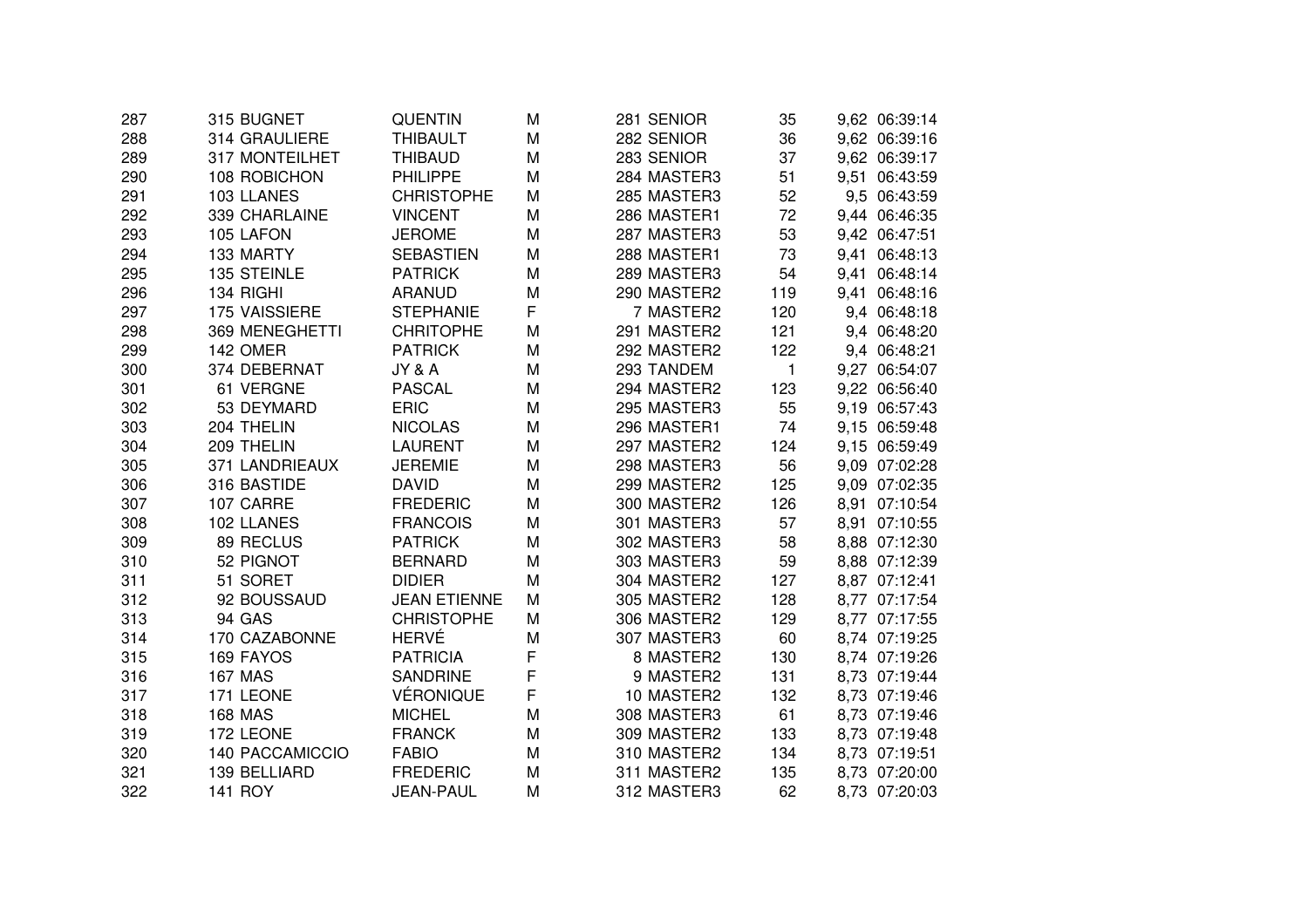| | | | | | | | | | | |
|---|---|---|---|---|---|---|---|---|---|---|
| 287 | 315 | BUGNET | QUENTIN | M | 281 | SENIOR | 35 | 9,62 | 06:39:14 |
| 288 | 314 | GRAULIERE | THIBAULT | M | 282 | SENIOR | 36 | 9,62 | 06:39:16 |
| 289 | 317 | MONTEILHET | THIBAUD | M | 283 | SENIOR | 37 | 9,62 | 06:39:17 |
| 290 | 108 | ROBICHON | PHILIPPE | M | 284 | MASTER3 | 51 | 9,51 | 06:43:59 |
| 291 | 103 | LLANES | CHRISTOPHE | M | 285 | MASTER3 | 52 | 9,5 | 06:43:59 |
| 292 | 339 | CHARLAINE | VINCENT | M | 286 | MASTER1 | 72 | 9,44 | 06:46:35 |
| 293 | 105 | LAFON | JEROME | M | 287 | MASTER3 | 53 | 9,42 | 06:47:51 |
| 294 | 133 | MARTY | SEBASTIEN | M | 288 | MASTER1 | 73 | 9,41 | 06:48:13 |
| 295 | 135 | STEINLE | PATRICK | M | 289 | MASTER3 | 54 | 9,41 | 06:48:14 |
| 296 | 134 | RIGHI | ARANUD | M | 290 | MASTER2 | 119 | 9,41 | 06:48:16 |
| 297 | 175 | VAISSIERE | STEPHANIE | F | 7 | MASTER2 | 120 | 9,4 | 06:48:18 |
| 298 | 369 | MENEGHETTI | CHRITOPHE | M | 291 | MASTER2 | 121 | 9,4 | 06:48:20 |
| 299 | 142 | OMER | PATRICK | M | 292 | MASTER2 | 122 | 9,4 | 06:48:21 |
| 300 | 374 | DEBERNAT | JY & A | M | 293 | TANDEM | 1 | 9,27 | 06:54:07 |
| 301 | 61 | VERGNE | PASCAL | M | 294 | MASTER2 | 123 | 9,22 | 06:56:40 |
| 302 | 53 | DEYMARD | ERIC | M | 295 | MASTER3 | 55 | 9,19 | 06:57:43 |
| 303 | 204 | THELIN | NICOLAS | M | 296 | MASTER1 | 74 | 9,15 | 06:59:48 |
| 304 | 209 | THELIN | LAURENT | M | 297 | MASTER2 | 124 | 9,15 | 06:59:49 |
| 305 | 371 | LANDRIEAUX | JEREMIE | M | 298 | MASTER3 | 56 | 9,09 | 07:02:28 |
| 306 | 316 | BASTIDE | DAVID | M | 299 | MASTER2 | 125 | 9,09 | 07:02:35 |
| 307 | 107 | CARRE | FREDERIC | M | 300 | MASTER2 | 126 | 8,91 | 07:10:54 |
| 308 | 102 | LLANES | FRANCOIS | M | 301 | MASTER3 | 57 | 8,91 | 07:10:55 |
| 309 | 89 | RECLUS | PATRICK | M | 302 | MASTER3 | 58 | 8,88 | 07:12:30 |
| 310 | 52 | PIGNOT | BERNARD | M | 303 | MASTER3 | 59 | 8,88 | 07:12:39 |
| 311 | 51 | SORET | DIDIER | M | 304 | MASTER2 | 127 | 8,87 | 07:12:41 |
| 312 | 92 | BOUSSAUD | JEAN ETIENNE | M | 305 | MASTER2 | 128 | 8,77 | 07:17:54 |
| 313 | 94 | GAS | CHRISTOPHE | M | 306 | MASTER2 | 129 | 8,77 | 07:17:55 |
| 314 | 170 | CAZABONNE | HERVÉ | M | 307 | MASTER3 | 60 | 8,74 | 07:19:25 |
| 315 | 169 | FAYOS | PATRICIA | F | 8 | MASTER2 | 130 | 8,74 | 07:19:26 |
| 316 | 167 | MAS | SANDRINE | F | 9 | MASTER2 | 131 | 8,73 | 07:19:44 |
| 317 | 171 | LEONE | VÉRONIQUE | F | 10 | MASTER2 | 132 | 8,73 | 07:19:46 |
| 318 | 168 | MAS | MICHEL | M | 308 | MASTER3 | 61 | 8,73 | 07:19:46 |
| 319 | 172 | LEONE | FRANCK | M | 309 | MASTER2 | 133 | 8,73 | 07:19:48 |
| 320 | 140 | PACCAMICCIO | FABIO | M | 310 | MASTER2 | 134 | 8,73 | 07:19:51 |
| 321 | 139 | BELLIARD | FREDERIC | M | 311 | MASTER2 | 135 | 8,73 | 07:20:00 |
| 322 | 141 | ROY | JEAN-PAUL | M | 312 | MASTER3 | 62 | 8,73 | 07:20:03 |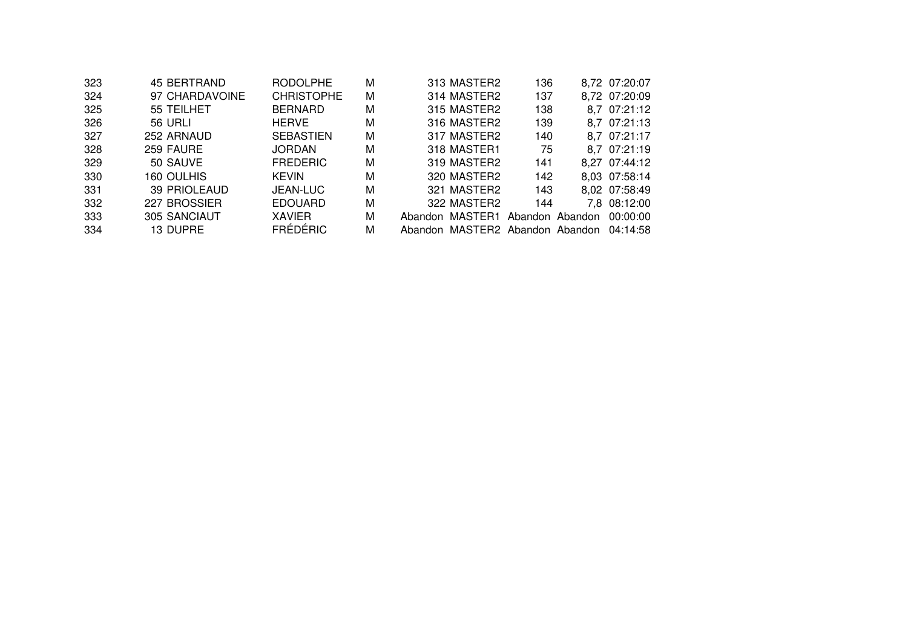| | | | | | | | | | |
|---|---|---|---|---|---|---|---|---|---|
| 323 | 45 | BERTRAND | RODOLPHE | M | 313 | MASTER2 | 136 | 8,72 | 07:20:07 |
| 324 | 97 | CHARDAVOINE | CHRISTOPHE | M | 314 | MASTER2 | 137 | 8,72 | 07:20:09 |
| 325 | 55 | TEILHET | BERNARD | M | 315 | MASTER2 | 138 | 8,7 | 07:21:12 |
| 326 | 56 | URLI | HERVE | M | 316 | MASTER2 | 139 | 8,7 | 07:21:13 |
| 327 | 252 | ARNAUD | SEBASTIEN | M | 317 | MASTER2 | 140 | 8,7 | 07:21:17 |
| 328 | 259 | FAURE | JORDAN | M | 318 | MASTER1 | 75 | 8,7 | 07:21:19 |
| 329 | 50 | SAUVE | FREDERIC | M | 319 | MASTER2 | 141 | 8,27 | 07:44:12 |
| 330 | 160 | OULHIS | KEVIN | M | 320 | MASTER2 | 142 | 8,03 | 07:58:14 |
| 331 | 39 | PRIOLEAUD | JEAN-LUC | M | 321 | MASTER2 | 143 | 8,02 | 07:58:49 |
| 332 | 227 | BROSSIER | EDOUARD | M | 322 | MASTER2 | 144 | 7,8 | 08:12:00 |
| 333 | 305 | SANCIAUT | XAVIER | M | Abandon | MASTER1 | Abandon | Abandon | 00:00:00 |
| 334 | 13 | DUPRE | FRÉDÉRIC | M | Abandon | MASTER2 | Abandon | Abandon | 04:14:58 |